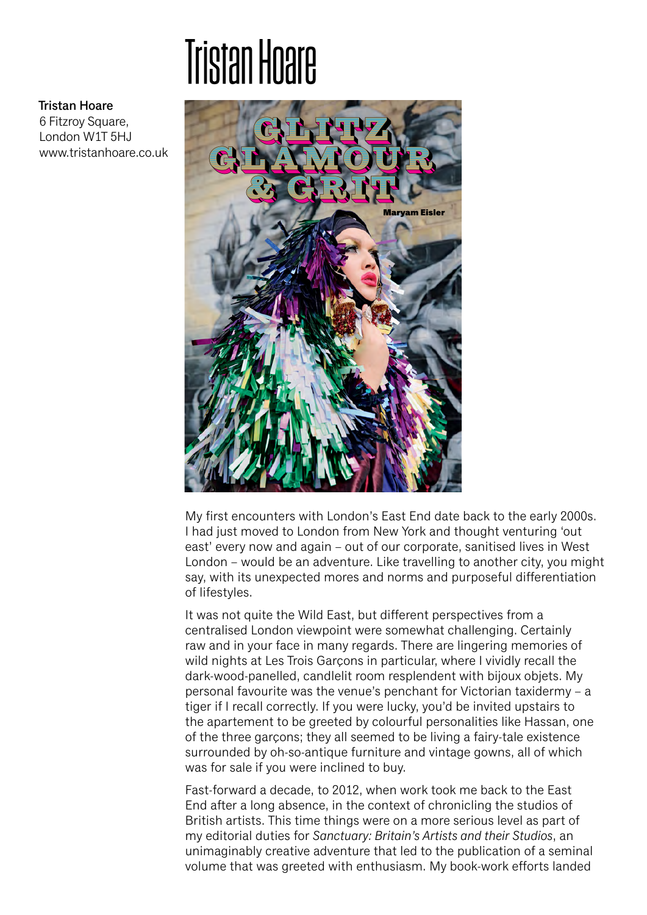# Tristan Hoare

**Tristan Hoare**
6 Fitzroy Square,
London W1T 5HJ
www.tristanhoare.co.uk

GLITZ GLAMOUR & GRIT
Maryam Eisler

My first encounters with London's East End date back to the early 2000s. I had just moved to London from New York and thought venturing 'out east' every now and again – out of our corporate, sanitised lives in West London – would be an adventure. Like travelling to another city, you might say, with its unexpected mores and norms and purposeful differentiation of lifestyles.

It was not quite the Wild East, but different perspectives from a centralised London viewpoint were somewhat challenging. Certainly raw and in your face in many regards. There are lingering memories of wild nights at Les Trois Garçons in particular, where I vividly recall the dark-wood-panelled, candlelit room resplendent with bijoux objets. My personal favourite was the venue's penchant for Victorian taxidermy – a tiger if I recall correctly. If you were lucky, you'd be invited upstairs to the apartement to be greeted by colourful personalities like Hassan, one of the three garçons; they all seemed to be living a fairy-tale existence surrounded by oh-so-antique furniture and vintage gowns, all of which was for sale if you were inclined to buy.

Fast-forward a decade, to 2012, when work took me back to the East End after a long absence, in the context of chronicling the studios of British artists. This time things were on a more serious level as part of my editorial duties for *Sanctuary: Britain's Artists and their Studios*, an unimaginably creative adventure that led to the publication of a seminal volume that was greeted with enthusiasm. My book-work efforts landed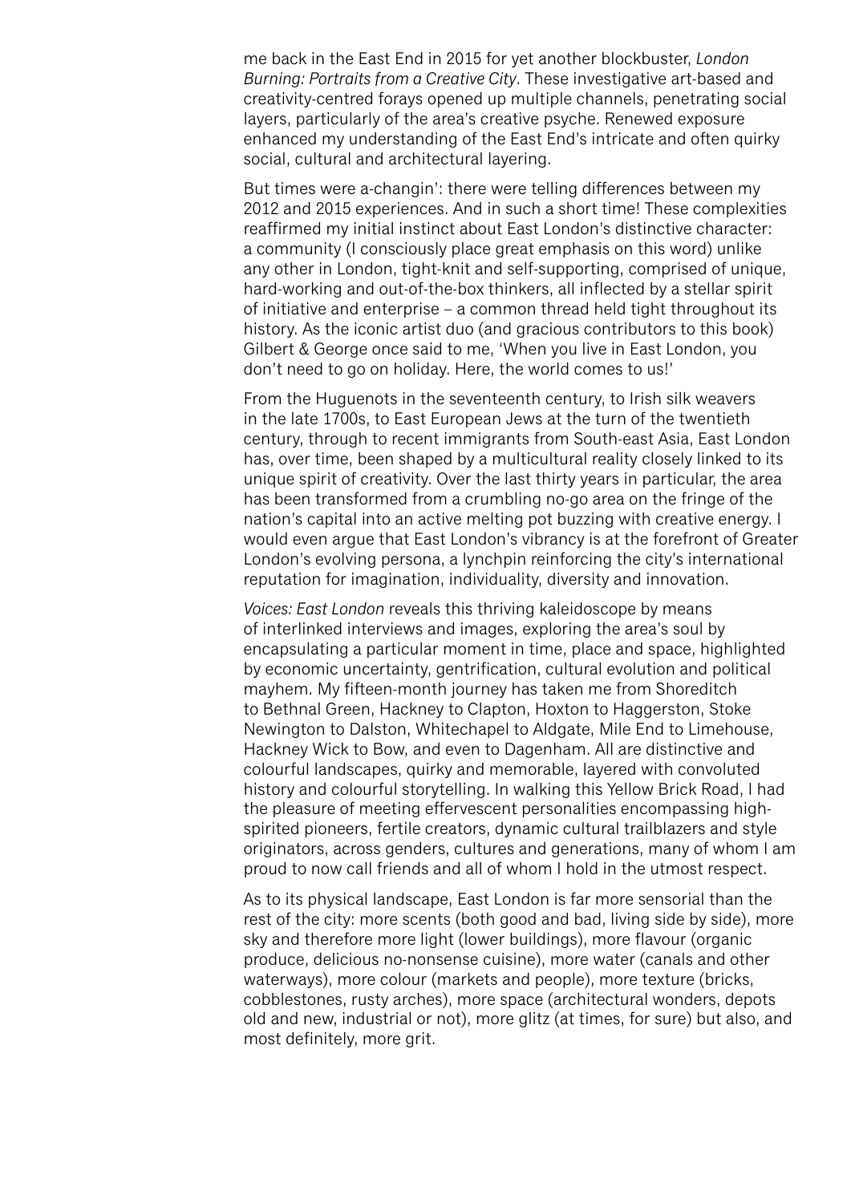me back in the East End in 2015 for yet another blockbuster, *London Burning: Portraits from a Creative City*. These investigative art-based and creativity-centred forays opened up multiple channels, penetrating social layers, particularly of the area's creative psyche. Renewed exposure enhanced my understanding of the East End's intricate and often quirky social, cultural and architectural layering.

But times were a-changin': there were telling differences between my 2012 and 2015 experiences. And in such a short time! These complexities reaffirmed my initial instinct about East London's distinctive character: a community (I consciously place great emphasis on this word) unlike any other in London, tight-knit and self-supporting, comprised of unique, hard-working and out-of-the-box thinkers, all inflected by a stellar spirit of initiative and enterprise – a common thread held tight throughout its history. As the iconic artist duo (and gracious contributors to this book) Gilbert & George once said to me, 'When you live in East London, you don't need to go on holiday. Here, the world comes to us!'

From the Huguenots in the seventeenth century, to Irish silk weavers in the late 1700s, to East European Jews at the turn of the twentieth century, through to recent immigrants from South-east Asia, East London has, over time, been shaped by a multicultural reality closely linked to its unique spirit of creativity. Over the last thirty years in particular, the area has been transformed from a crumbling no-go area on the fringe of the nation's capital into an active melting pot buzzing with creative energy. I would even argue that East London's vibrancy is at the forefront of Greater London's evolving persona, a lynchpin reinforcing the city's international reputation for imagination, individuality, diversity and innovation.

*Voices: East London* reveals this thriving kaleidoscope by means of interlinked interviews and images, exploring the area's soul by encapsulating a particular moment in time, place and space, highlighted by economic uncertainty, gentrification, cultural evolution and political mayhem. My fifteen-month journey has taken me from Shoreditch to Bethnal Green, Hackney to Clapton, Hoxton to Haggerston, Stoke Newington to Dalston, Whitechapel to Aldgate, Mile End to Limehouse, Hackney Wick to Bow, and even to Dagenham. All are distinctive and colourful landscapes, quirky and memorable, layered with convoluted history and colourful storytelling. In walking this Yellow Brick Road, I had the pleasure of meeting effervescent personalities encompassing high-spirited pioneers, fertile creators, dynamic cultural trailblazers and style originators, across genders, cultures and generations, many of whom I am proud to now call friends and all of whom I hold in the utmost respect.

As to its physical landscape, East London is far more sensorial than the rest of the city: more scents (both good and bad, living side by side), more sky and therefore more light (lower buildings), more flavour (organic produce, delicious no-nonsense cuisine), more water (canals and other waterways), more colour (markets and people), more texture (bricks, cobblestones, rusty arches), more space (architectural wonders, depots old and new, industrial or not), more glitz (at times, for sure) but also, and most definitely, more grit.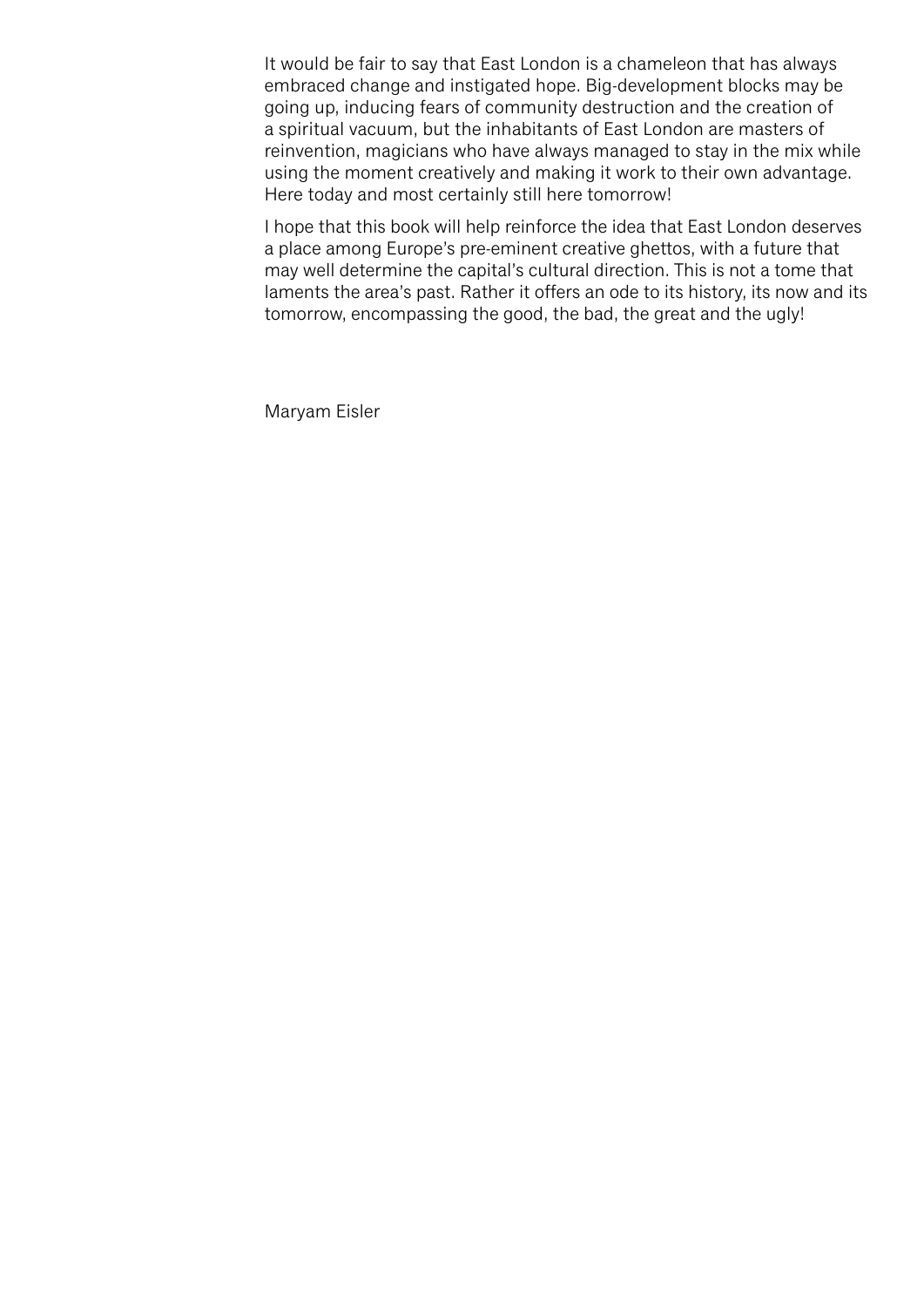It would be fair to say that East London is a chameleon that has always embraced change and instigated hope. Big-development blocks may be going up, inducing fears of community destruction and the creation of a spiritual vacuum, but the inhabitants of East London are masters of reinvention, magicians who have always managed to stay in the mix while using the moment creatively and making it work to their own advantage. Here today and most certainly still here tomorrow!

I hope that this book will help reinforce the idea that East London deserves a place among Europe's pre-eminent creative ghettos, with a future that may well determine the capital's cultural direction. This is not a tome that laments the area's past. Rather it offers an ode to its history, its now and its tomorrow, encompassing the good, the bad, the great and the ugly!

Maryam Eisler